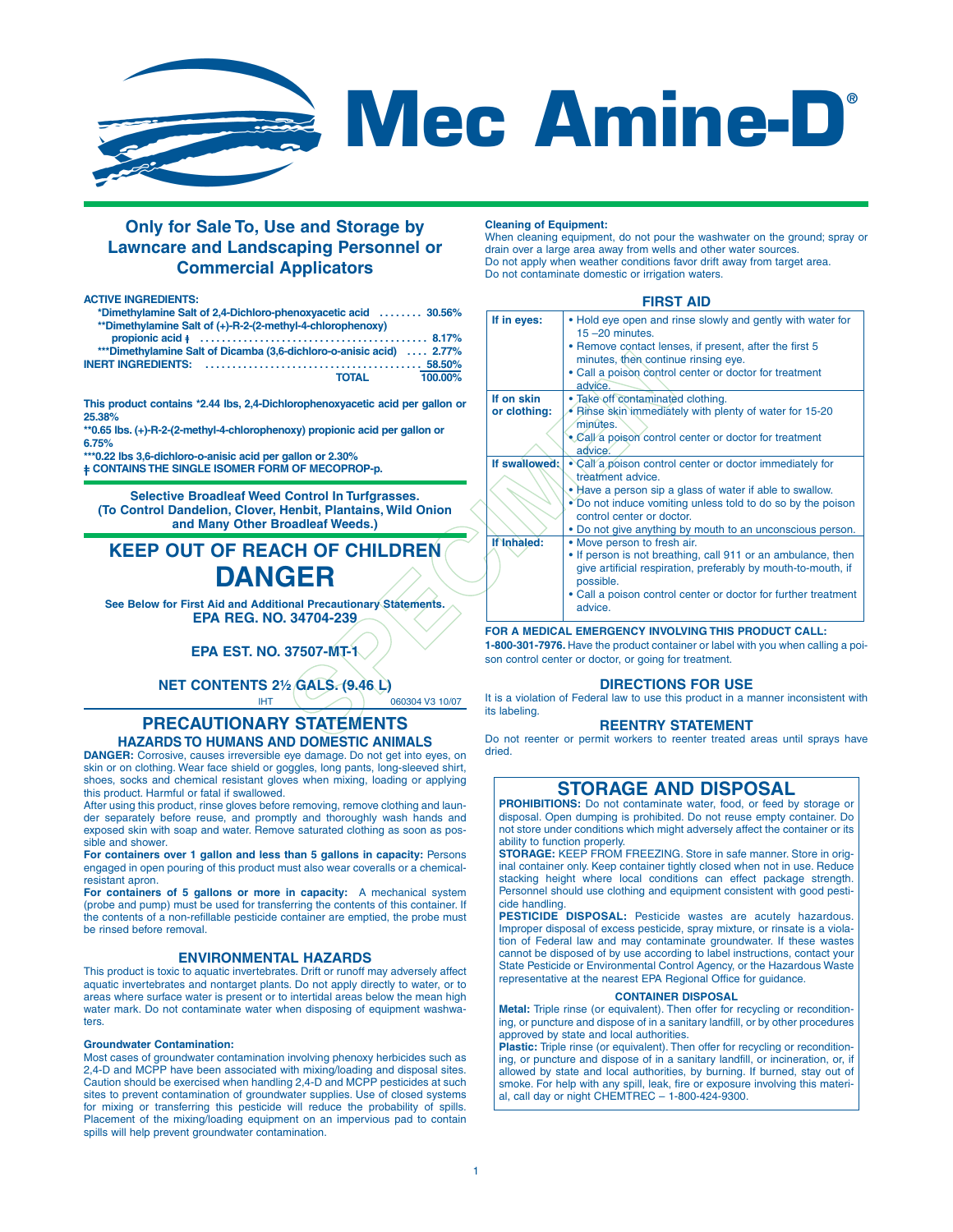# Mec Amine-D®

## Only for Sale To, Use and Storage by Lawncare and Landscaping Personnel or Commercial Applicators

**ACTIVE INGREDIENTS:**

| | |
|---|---|
| *Dimethylamine Salt of 2,4-Dichloro-phenoxyacetic acid | 30.56% |
| **Dimethylamine Salt of (+)-R-2-(2-methyl-4-chlorophenoxy) propionic acid ‡ | 8.17% |
| ***Dimethylamine Salt of Dicamba (3,6-dichloro-o-anisic acid) | 2.77% |
| **INERT INGREDIENTS:** | 58.50% |
| **TOTAL** | **100.00%** |

**This product contains *2.44 lbs, 2,4-Dichlorophenoxyacetic acid per gallon or 25.38%**
**\*\*0.65 lbs. (+)-R-2-(2-methyl-4-chlorophenoxy) propionic acid per gallon or 6.75%**
**\*\*\*0.22 lbs 3,6-dichloro-o-anisic acid per gallon or 2.30%**
**‡ CONTAINS THE SINGLE ISOMER FORM OF MECOPROP-p.**

**Selective Broadleaf Weed Control In Turfgrasses.**
**(To Control Dandelion, Clover, Henbit, Plantains, Wild Onion and Many Other Broadleaf Weeds.)**

## KEEP OUT OF REACH OF CHILDREN
## DANGER

**See Below for First Aid and Additional Precautionary Statements.**
**EPA REG. NO. 34704-239**

**EPA EST. NO. 37507-MT-1**

**NET CONTENTS 2½ GALS. (9.46 L)**

IHT 060304 V3 10/07

## PRECAUTIONARY STATEMENTS
### HAZARDS TO HUMANS AND DOMESTIC ANIMALS

**DANGER:** Corrosive, causes irreversible eye damage. Do not get into eyes, on skin or on clothing. Wear face shield or goggles, long pants, long-sleeved shirt, shoes, socks and chemical resistant gloves when mixing, loading or applying this product. Harmful or fatal if swallowed.

After using this product, rinse gloves before removing, remove clothing and launder separately before reuse, and promptly and thoroughly wash hands and exposed skin with soap and water. Remove saturated clothing as soon as possible and shower.

**For containers over 1 gallon and less than 5 gallons in capacity:** Persons engaged in open pouring of this product must also wear coveralls or a chemical-resistant apron.

**For containers of 5 gallons or more in capacity:** A mechanical system (probe and pump) must be used for transferring the contents of this container. If the contents of a non-refillable pesticide container are emptied, the probe must be rinsed before removal.

### ENVIRONMENTAL HAZARDS

This product is toxic to aquatic invertebrates. Drift or runoff may adversely affect aquatic invertebrates and nontarget plants. Do not apply directly to water, or to areas where surface water is present or to intertidal areas below the mean high water mark. Do not contaminate water when disposing of equipment washwaters.

**Groundwater Contamination:**
Most cases of groundwater contamination involving phenoxy herbicides such as 2,4-D and MCPP have been associated with mixing/loading and disposal sites. Caution should be exercised when handling 2,4-D and MCPP pesticides at such sites to prevent contamination of groundwater supplies. Use of closed systems for mixing or transferring this pesticide will reduce the probability of spills. Placement of the mixing/loading equipment on an impervious pad to contain spills will help prevent groundwater contamination.

**Cleaning of Equipment:**
When cleaning equipment, do not pour the washwater on the ground; spray or drain over a large area away from wells and other water sources.
Do not apply when weather conditions favor drift away from target area.
Do not contaminate domestic or irrigation waters.

### FIRST AID

| | |
|---|---|
| **If in eyes:** | • Hold eye open and rinse slowly and gently with water for 15 –20 minutes.<br>• Remove contact lenses, if present, after the first 5 minutes, then continue rinsing eye.<br>• Call a poison control center or doctor for treatment advice. |
| **If on skin or clothing:** | • Take off contaminated clothing.<br>• Rinse skin immediately with plenty of water for 15-20 minutes.<br>• Call a poison control center or doctor for treatment advice. |
| **If swallowed:** | • Call a poison control center or doctor immediately for treatment advice.<br>• Have a person sip a glass of water if able to swallow.<br>• Do not induce vomiting unless told to do so by the poison control center or doctor.<br>• Do not give anything by mouth to an unconscious person. |
| **If Inhaled:** | • Move person to fresh air.<br>• If person is not breathing, call 911 or an ambulance, then give artificial respiration, preferably by mouth-to-mouth, if possible.<br>• Call a poison control center or doctor for further treatment advice. |

**FOR A MEDICAL EMERGENCY INVOLVING THIS PRODUCT CALL: 1-800-301-7976.** Have the product container or label with you when calling a poison control center or doctor, or going for treatment.

### DIRECTIONS FOR USE

It is a violation of Federal law to use this product in a manner inconsistent with its labeling.

### REENTRY STATEMENT

Do not reenter or permit workers to reenter treated areas until sprays have dried.

## STORAGE AND DISPOSAL

**PROHIBITIONS:** Do not contaminate water, food, or feed by storage or disposal. Open dumping is prohibited. Do not reuse empty container. Do not store under conditions which might adversely affect the container or its ability to function properly.

**STORAGE: KEEP FROM FREEZING.** Store in safe manner. Store in original container only. Keep container tightly closed when not in use. Reduce stacking height where local conditions can effect package strength. Personnel should use clothing and equipment consistent with good pesticide handling.

**PESTICIDE DISPOSAL:** Pesticide wastes are acutely hazardous. Improper disposal of excess pesticide, spray mixture, or rinsate is a violation of Federal law and may contaminate groundwater. If these wastes cannot be disposed of by use according to label instructions, contact your State Pesticide or Environmental Control Agency, or the Hazardous Waste representative at the nearest EPA Regional Office for guidance.

**CONTAINER DISPOSAL**

**Metal:** Triple rinse (or equivalent). Then offer for recycling or reconditioning, or puncture and dispose of in a sanitary landfill, or by other procedures approved by state and local authorities.

**Plastic:** Triple rinse (or equivalent). Then offer for recycling or reconditioning, or puncture and dispose of in a sanitary landfill, or incineration, or, if allowed by state and local authorities, by burning. If burned, stay out of smoke. For help with any spill, leak, fire or exposure involving this material, call day or night CHEMTREC – 1-800-424-9300.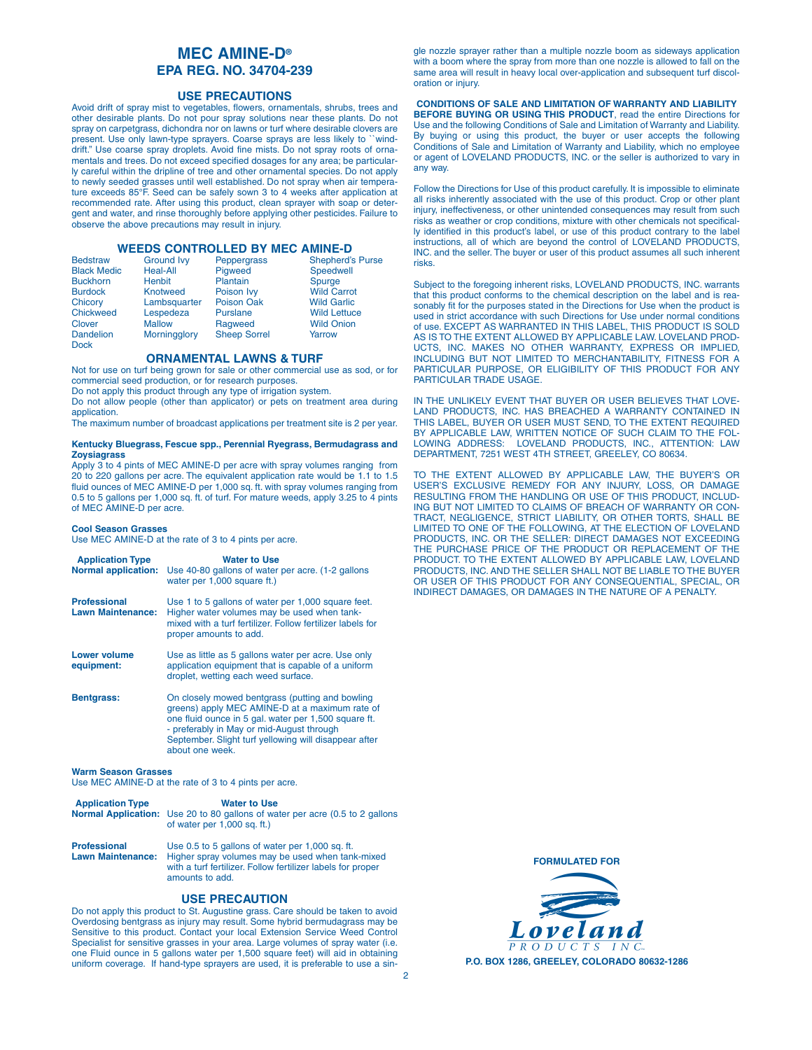# MEC AMINE-D®

## EPA REG. NO. 34704-239

## USE PRECAUTIONS

Avoid drift of spray mist to vegetables, flowers, ornamentals, shrubs, trees and other desirable plants. Do not pour spray solutions near these plants. Do not spray on carpetgrass, dichondra nor on lawns or turf where desirable clovers are present. Use only lawn-type sprayers. Coarse sprays are less likely to ``wind-drift.'' Use coarse spray droplets. Avoid fine mists. Do not spray roots of ornamentals and trees. Do not exceed specified dosages for any area; be particularly careful within the dripline of tree and other ornamental species. Do not apply to newly seeded grasses until well established. Do not spray when air temperature exceeds 85°F. Seed can be safely sown 3 to 4 weeks after application at recommended rate. After using this product, clean sprayer with soap or detergent and water, and rinse thoroughly before applying other pesticides. Failure to observe the above precautions may result in injury.

## WEEDS CONTROLLED BY MEC AMINE-D

| | | | |
|---|---|---|---|
| Bedstraw | Ground Ivy | Peppergrass | Shepherd's Purse |
| Black Medic | Heal-All | Pigweed | Speedwell |
| Buckhorn | Henbit | Plantain | Spurge |
| Burdock | Knotweed | Poison Ivy | Wild Carrot |
| Chicory | Lambsquarter | Poison Oak | Wild Garlic |
| Chickweed | Lespedeza | Purslane | Wild Lettuce |
| Clover | Mallow | Ragweed | Wild Onion |
| Dandelion | Morningglory | Sheep Sorrel | Yarrow |
| Dock | | | |

## ORNAMENTAL LAWNS & TURF

Not for use on turf being grown for sale or other commercial use as sod, or for commercial seed production, or for research purposes.

Do not apply this product through any type of irrigation system.

Do not allow people (other than applicator) or pets on treatment area during application.

The maximum number of broadcast applications per treatment site is 2 per year.

**Kentucky Bluegrass, Fescue spp., Perennial Ryegrass, Bermudagrass and Zoysiagrass**

Apply 3 to 4 pints of MEC AMINE-D per acre with spray volumes ranging from 20 to 220 gallons per acre. The equivalent application rate would be 1.1 to 1.5 fluid ounces of MEC AMINE-D per 1,000 sq. ft. with spray volumes ranging from 0.5 to 5 gallons per 1,000 sq. ft. of turf. For mature weeds, apply 3.25 to 4 pints of MEC AMINE-D per acre.

**Cool Season Grasses**

Use MEC AMINE-D at the rate of 3 to 4 pints per acre.

| Application Type | Water to Use |
|---|---|
| **Normal application:** | Use 40-80 gallons of water per acre. (1-2 gallons water per 1,000 square ft.) |
| **Professional Lawn Maintenance:** | Use 1 to 5 gallons of water per 1,000 square feet. Higher water volumes may be used when tank-mixed with a turf fertilizer. Follow fertilizer labels for proper amounts to add. |
| **Lower volume equipment:** | Use as little as 5 gallons water per acre. Use only application equipment that is capable of a uniform droplet, wetting each weed surface. |
| **Bentgrass:** | On closely mowed bentgrass (putting and bowling greens) apply MEC AMINE-D at a maximum rate of one fluid ounce in 5 gal. water per 1,500 square ft. - preferably in May or mid-August through September. Slight turf yellowing will disappear after about one week. |

**Warm Season Grasses**

Use MEC AMINE-D at the rate of 3 to 4 pints per acre.

| Application Type | Water to Use |
|---|---|
| **Normal Application:** | Use 20 to 80 gallons of water per acre (0.5 to 2 gallons of water per 1,000 sq. ft.) |
| **Professional Lawn Maintenance:** | Use 0.5 to 5 gallons of water per 1,000 sq. ft. Higher spray volumes may be used when tank-mixed with a turf fertilizer. Follow fertilizer labels for proper amounts to add. |

## USE PRECAUTION

Do not apply this product to St. Augustine grass. Care should be taken to avoid Overdosing bentgrass as injury may result. Some hybrid bermudagrass may be Sensitive to this product. Contact your local Extension Service Weed Control Specialist for sensitive grasses in your area. Large volumes of spray water (i.e. one Fluid ounce in 5 gallons water per 1,500 square feet) will aid in obtaining uniform coverage. If hand-type sprayers are used, it is preferable to use a single nozzle sprayer rather than a multiple nozzle boom as sideways application with a boom where the spray from more than one nozzle is allowed to fall on the same area will result in heavy local over-application and subsequent turf discoloration or injury.

**CONDITIONS OF SALE AND LIMITATION OF WARRANTY AND LIABILITY**

**BEFORE BUYING OR USING THIS PRODUCT**, read the entire Directions for Use and the following Conditions of Sale and Limitation of Warranty and Liability. By buying or using this product, the buyer or user accepts the following Conditions of Sale and Limitation of Warranty and Liability, which no employee or agent of LOVELAND PRODUCTS, INC. or the seller is authorized to vary in any way.

Follow the Directions for Use of this product carefully. It is impossible to eliminate all risks inherently associated with the use of this product. Crop or other plant injury, ineffectiveness, or other unintended consequences may result from such risks as weather or crop conditions, mixture with other chemicals not specifically identified in this product's label, or use of this product contrary to the label instructions, all of which are beyond the control of LOVELAND PRODUCTS, INC. and the seller. The buyer or user of this product assumes all such inherent risks.

Subject to the foregoing inherent risks, LOVELAND PRODUCTS, INC. warrants that this product conforms to the chemical description on the label and is reasonably fit for the purposes stated in the Directions for Use when the product is used in strict accordance with such Directions for Use under normal conditions of use. EXCEPT AS WARRANTED IN THIS LABEL, THIS PRODUCT IS SOLD AS IS TO THE EXTENT ALLOWED BY APPLICABLE LAW. LOVELAND PRODUCTS, INC. MAKES NO OTHER WARRANTY, EXPRESS OR IMPLIED, INCLUDING BUT NOT LIMITED TO MERCHANTABILITY, FITNESS FOR A PARTICULAR PURPOSE, OR ELIGIBILITY OF THIS PRODUCT FOR ANY PARTICULAR TRADE USAGE.

IN THE UNLIKELY EVENT THAT BUYER OR USER BELIEVES THAT LOVELAND PRODUCTS, INC. HAS BREACHED A WARRANTY CONTAINED IN THIS LABEL, BUYER OR USER MUST SEND, TO THE EXTENT REQUIRED BY APPLICABLE LAW, WRITTEN NOTICE OF SUCH CLAIM TO THE FOLLOWING ADDRESS: LOVELAND PRODUCTS, INC., ATTENTION: LAW DEPARTMENT, 7251 WEST 4TH STREET, GREELEY, CO 80634.

TO THE EXTENT ALLOWED BY APPLICABLE LAW, THE BUYER'S OR USER'S EXCLUSIVE REMEDY FOR ANY INJURY, LOSS, OR DAMAGE RESULTING FROM THE HANDLING OR USE OF THIS PRODUCT, INCLUDING BUT NOT LIMITED TO CLAIMS OF BREACH OF WARRANTY OR CONTRACT, NEGLIGENCE, STRICT LIABILITY, OR OTHER TORTS, SHALL BE LIMITED TO ONE OF THE FOLLOWING, AT THE ELECTION OF LOVELAND PRODUCTS, INC. OR THE SELLER: DIRECT DAMAGES NOT EXCEEDING THE PURCHASE PRICE OF THE PRODUCT OR REPLACEMENT OF THE PRODUCT. TO THE EXTENT ALLOWED BY APPLICABLE LAW, LOVELAND PRODUCTS, INC. AND THE SELLER SHALL NOT BE LIABLE TO THE BUYER OR USER OF THIS PRODUCT FOR ANY CONSEQUENTIAL, SPECIAL, OR INDIRECT DAMAGES, OR DAMAGES IN THE NATURE OF A PENALTY.

**FORMULATED FOR**

Loveland PRODUCTS INC.

**P.O. BOX 1286, GREELEY, COLORADO 80632-1286**